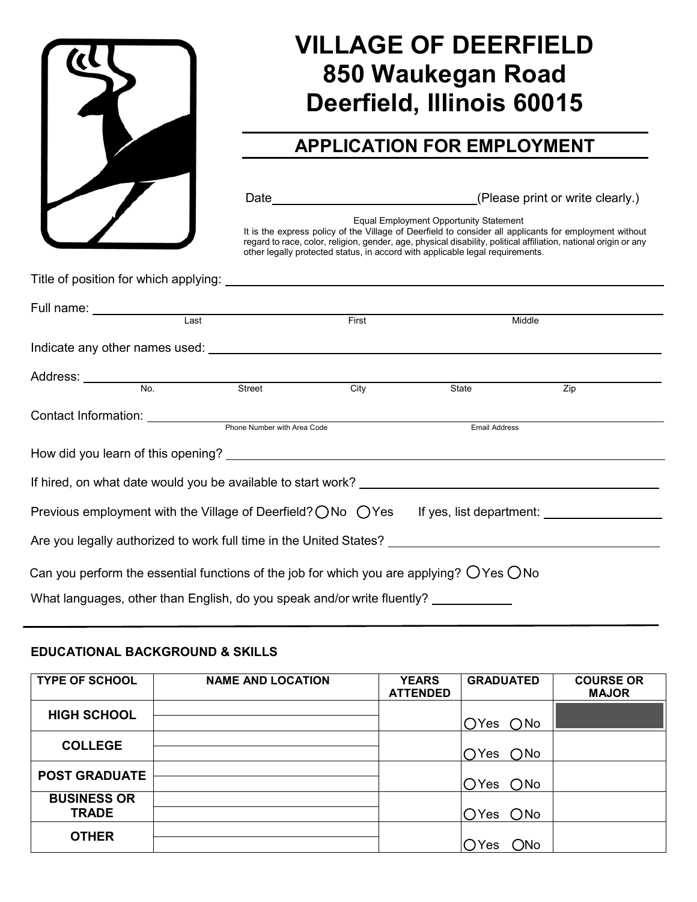# VILLAGE OF DEERFIELD
## 850 Waukegan Road
## Deerfield, Illinois 60015

## APPLICATION FOR EMPLOYMENT

Date \_\_\_\_\_\_\_\_\_\_\_\_\_\_\_\_\_\_\_\_\_\_\_\_\_\_ (Please print or write clearly.)

Equal Employment Opportunity Statement

It is the express policy of the Village of Deerfield to consider all applicants for employment without regard to race, color, religion, gender, age, physical disability, political affiliation, national origin or any other legally protected status, in accord with applicable legal requirements.

Title of position for which applying: \_\_\_\_\_\_\_\_\_\_\_\_\_\_\_\_\_\_\_\_\_\_\_\_\_\_

Full name: \_\_\_\_\_\_\_\_\_\_\_\_\_\_\_\_\_\_\_\_\_\_\_\_\_\_
Last First Middle

Indicate any other names used: \_\_\_\_\_\_\_\_\_\_\_\_\_\_\_\_\_\_\_\_\_\_\_\_\_\_

Address: \_\_\_\_\_\_\_\_\_\_\_\_\_\_\_\_\_\_\_\_\_\_\_\_\_\_
No. Street City State Zip

Contact Information: \_\_\_\_\_\_\_\_\_\_\_\_\_\_\_\_\_\_\_\_\_\_\_\_\_\_
Phone Number with Area Code Email Address

How did you learn of this opening? \_\_\_\_\_\_\_\_\_\_\_\_\_\_\_\_\_\_\_\_\_\_\_\_\_\_

If hired, on what date would you be available to start work? \_\_\_\_\_\_\_\_\_\_\_\_\_\_\_\_\_\_\_\_\_\_\_\_\_\_

Previous employment with the Village of Deerfield? ○ No ○ Yes If yes, list department: \_\_\_\_\_\_\_\_\_\_\_\_\_\_

Are you legally authorized to work full time in the United States? \_\_\_\_\_\_\_\_\_\_\_\_\_\_\_\_\_\_\_\_\_\_\_\_\_\_

Can you perform the essential functions of the job for which you are applying? ○ Yes ○ No

What languages, other than English, do you speak and/or write fluently? \_\_\_\_\_\_\_\_\_\_

---

### EDUCATIONAL BACKGROUND & SKILLS

| TYPE OF SCHOOL | NAME AND LOCATION | YEARS ATTENDED | GRADUATED | COURSE OR MAJOR |
|---|---|---|---|---|
| HIGH SCHOOL | | | ○ Yes ○ No | |
| COLLEGE | | | ○ Yes ○ No | |
| POST GRADUATE | | | ○ Yes ○ No | |
| BUSINESS OR TRADE | | | ○ Yes ○ No | |
| OTHER | | | ○ Yes ○ No | |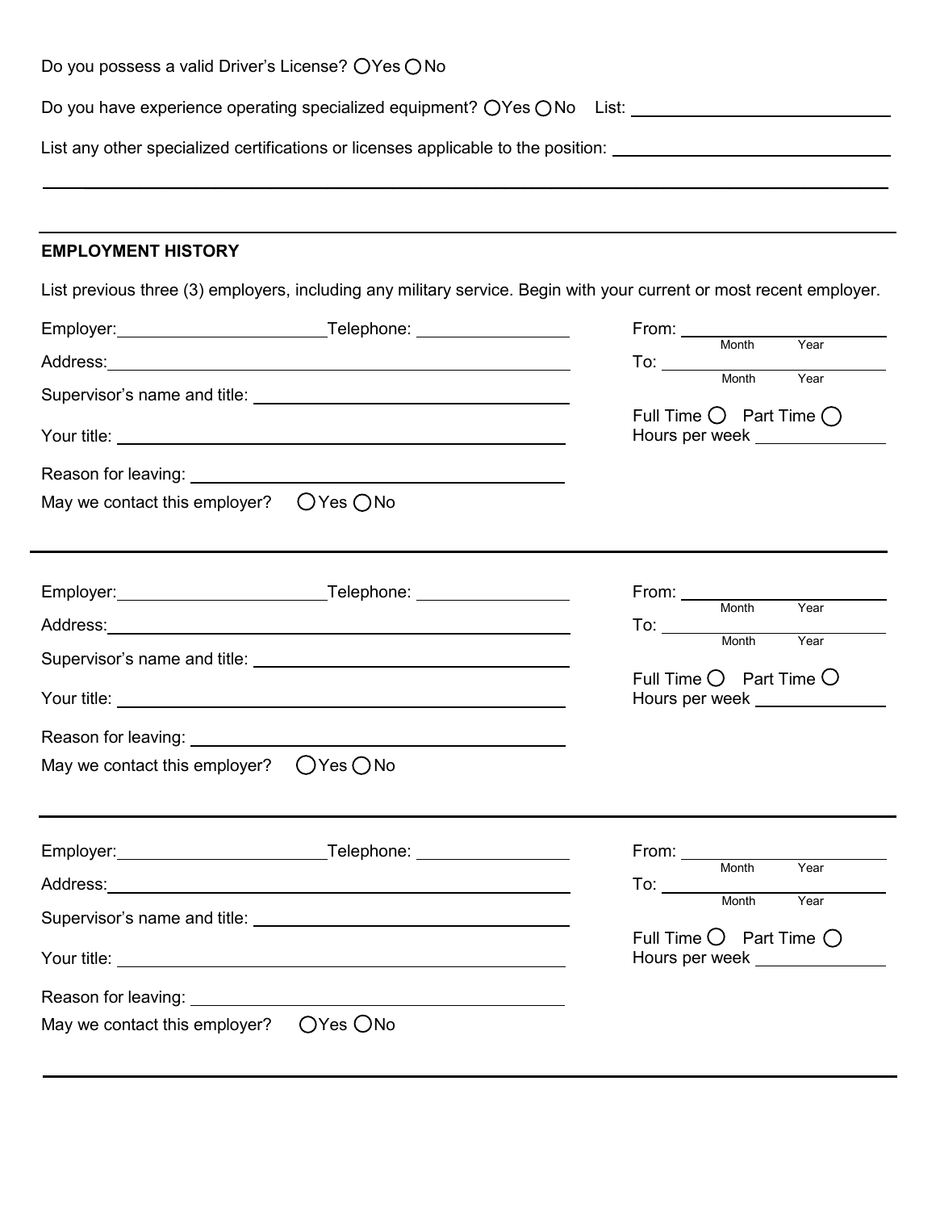Do you possess a valid Driver's License? ◯ Yes ◯ No

Do you have experience operating specialized equipment? ◯ Yes ◯ No List: ______________________

List any other specialized certifications or licenses applicable to the position: ______________________

______________________________________________________________________

---

## EMPLOYMENT HISTORY

List previous three (3) employers, including any military service. Begin with your current or most recent employer.

Employer: ______________________ Telephone: ________________

Address: ______________________________________________

Supervisor's name and title: ______________________________

Your title: ______________________________________________

Reason for leaving: ______________________________________

May we contact this employer? ◯ Yes ◯ No

From: ________________ (Month / Year)

To: ________________ (Month / Year)

Full Time ◯ Part Time ◯

Hours per week ____________

---

Employer: ______________________ Telephone: ________________

Address: ______________________________________________

Supervisor's name and title: ______________________________

Your title: ______________________________________________

Reason for leaving: ______________________________________

May we contact this employer? ◯ Yes ◯ No

From: ________________ (Month / Year)

To: ________________ (Month / Year)

Full Time ◯ Part Time ◯

Hours per week ____________

---

Employer: ______________________ Telephone: ________________

Address: ______________________________________________

Supervisor's name and title: ______________________________

Your title: ______________________________________________

Reason for leaving: ______________________________________

May we contact this employer? ◯ Yes ◯ No

From: ________________ (Month / Year)

To: ________________ (Month / Year)

Full Time ◯ Part Time ◯

Hours per week ____________

---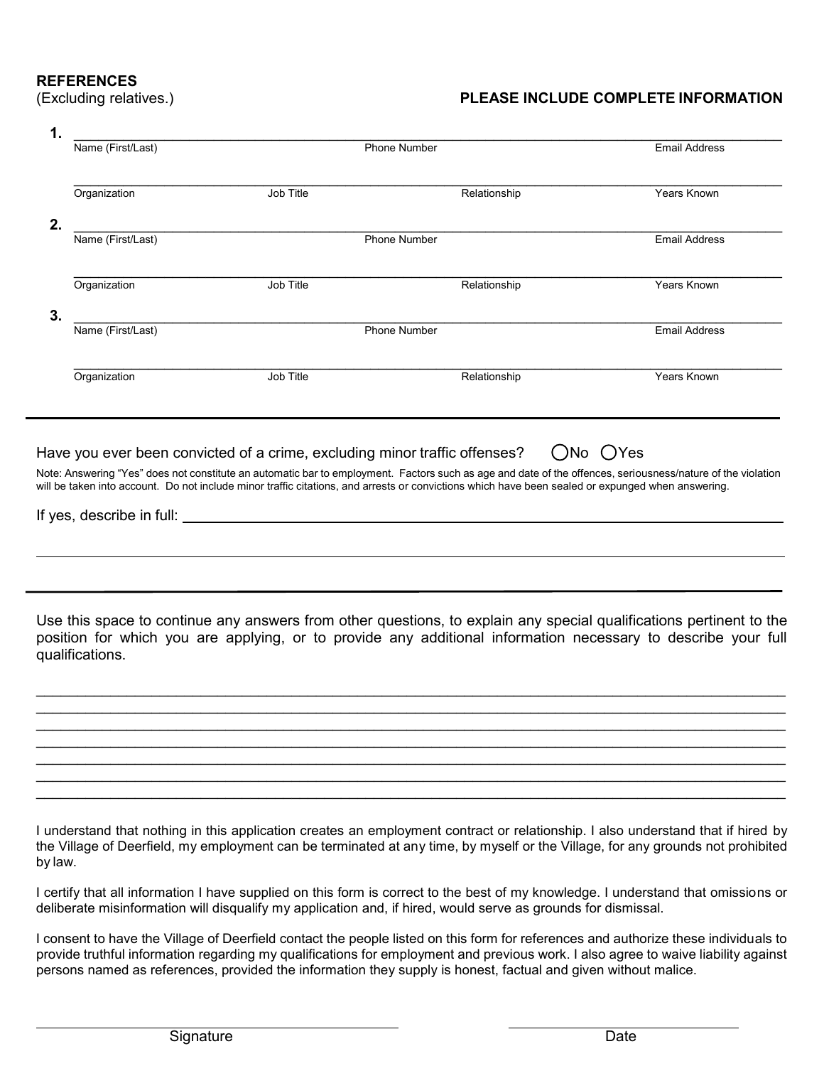**REFERENCES**
(Excluding relatives.)

**PLEASE INCLUDE COMPLETE INFORMATION**

**1.** ______________________________________________________________________________

Name (First/Last) | Phone Number | Email Address

______________________________________________________________________________

Organization | Job Title | Relationship | Years Known

**2.** ______________________________________________________________________________

Name (First/Last) | Phone Number | Email Address

______________________________________________________________________________

Organization | Job Title | Relationship | Years Known

**3.** ______________________________________________________________________________

Name (First/Last) | Phone Number | Email Address

______________________________________________________________________________

Organization | Job Title | Relationship | Years Known

---

Have you ever been convicted of a crime, excluding minor traffic offenses? ◯No ◯Yes

Note: Answering "Yes" does not constitute an automatic bar to employment. Factors such as age and date of the offences, seriousness/nature of the violation will be taken into account. Do not include minor traffic citations, and arrests or convictions which have been sealed or expunged when answering.

If yes, describe in full: ______________________________________________________________

______________________________________________________________________________

---

Use this space to continue any answers from other questions, to explain any special qualifications pertinent to the position for which you are applying, or to provide any additional information necessary to describe your full qualifications.

______________________________________________________________________________
______________________________________________________________________________
______________________________________________________________________________
______________________________________________________________________________
______________________________________________________________________________
______________________________________________________________________________
______________________________________________________________________________

I understand that nothing in this application creates an employment contract or relationship. I also understand that if hired by the Village of Deerfield, my employment can be terminated at any time, by myself or the Village, for any grounds not prohibited by law.

I certify that all information I have supplied on this form is correct to the best of my knowledge. I understand that omissions or deliberate misinformation will disqualify my application and, if hired, would serve as grounds for dismissal.

I consent to have the Village of Deerfield contact the people listed on this form for references and authorize these individuals to provide truthful information regarding my qualifications for employment and previous work. I also agree to waive liability against persons named as references, provided the information they supply is honest, factual and given without malice.

______________________________ ______________________

Signature | Date